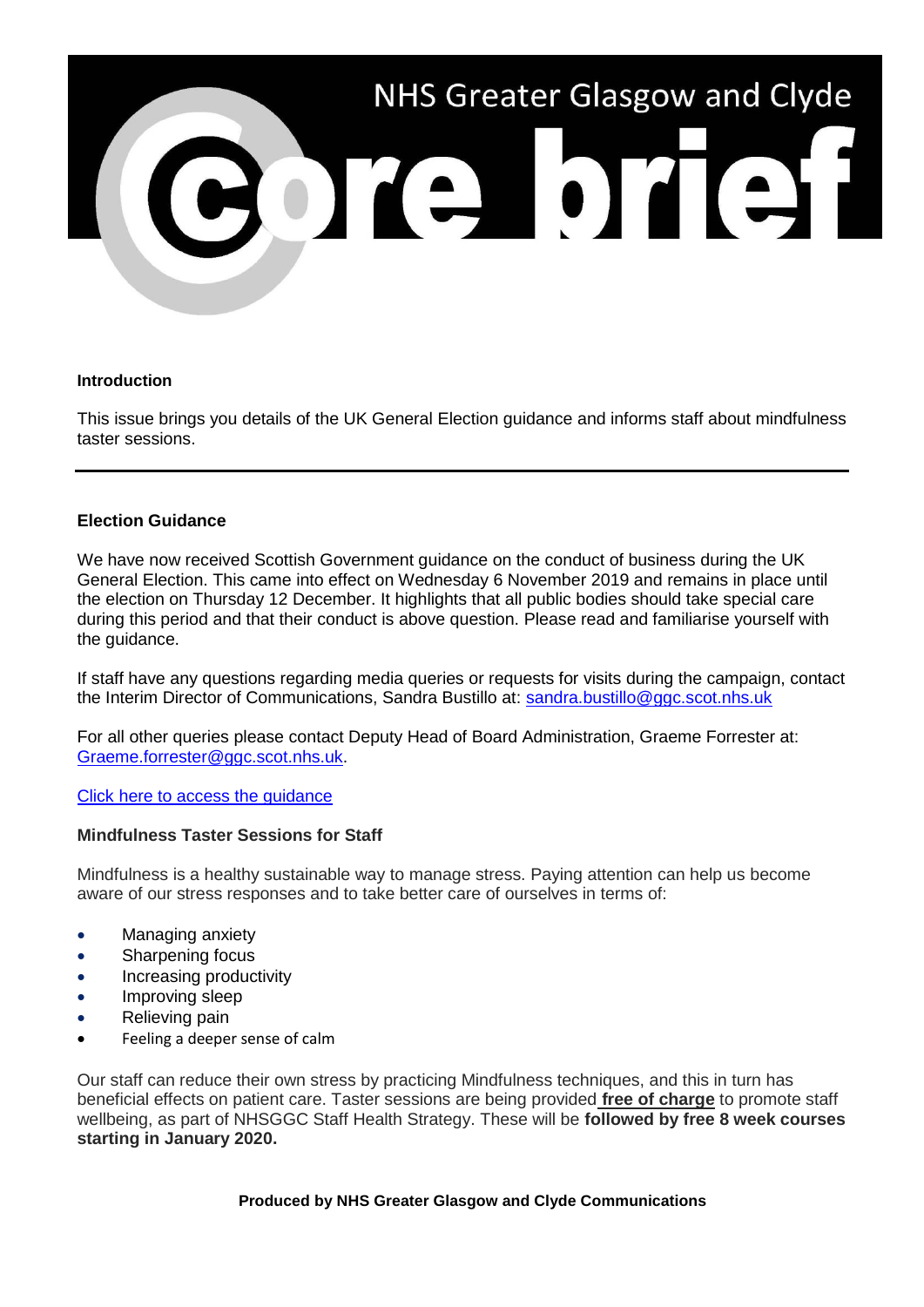# NHS Greater Glasgow and Clyde core brief

**Introduction**

This issue brings you details of the UK General Election guidance and informs staff about mindfulness taster sessions.

---

## Election Guidance

We have now received Scottish Government guidance on the conduct of business during the UK General Election. This came into effect on Wednesday 6 November 2019 and remains in place until the election on Thursday 12 December. It highlights that all public bodies should take special care during this period and that their conduct is above question. Please read and familiarise yourself with the guidance.

If staff have any questions regarding media queries or requests for visits during the campaign, contact the Interim Director of Communications, Sandra Bustillo at: sandra.bustillo@ggc.scot.nhs.uk

For all other queries please contact Deputy Head of Board Administration, Graeme Forrester at: Graeme.forrester@ggc.scot.nhs.uk.

Click here to access the guidance

## Mindfulness Taster Sessions for Staff

Mindfulness is a healthy sustainable way to manage stress. Paying attention can help us become aware of our stress responses and to take better care of ourselves in terms of:

- Managing anxiety
- Sharpening focus
- Increasing productivity
- Improving sleep
- Relieving pain
- Feeling a deeper sense of calm

Our staff can reduce their own stress by practicing Mindfulness techniques, and this in turn has beneficial effects on patient care. Taster sessions are being provided **free of charge** to promote staff wellbeing, as part of NHSGGC Staff Health Strategy. These will be **followed by free 8 week courses starting in January 2020.**

**Produced by NHS Greater Glasgow and Clyde Communications**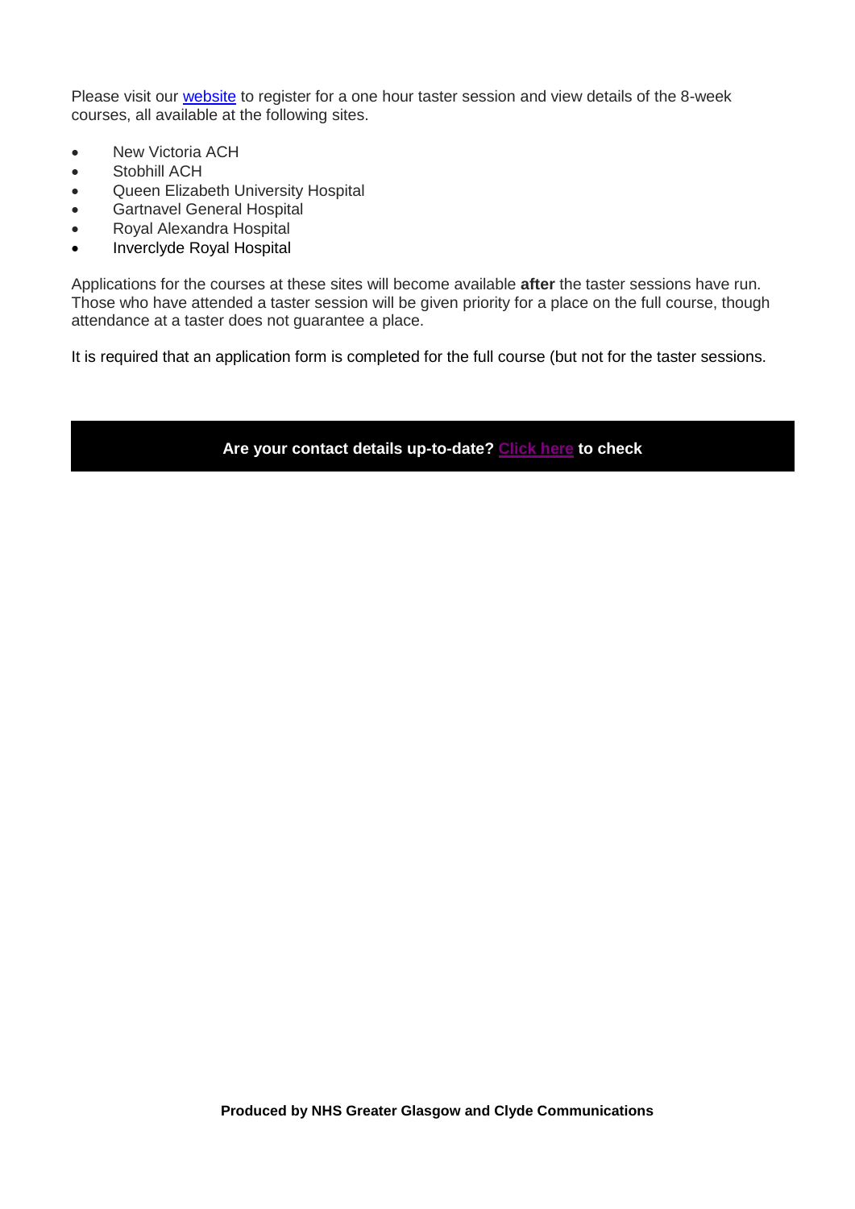Please visit our website to register for a one hour taster session and view details of the 8-week courses, all available at the following sites.

- New Victoria ACH
- Stobhill ACH
- Queen Elizabeth University Hospital
- Gartnavel General Hospital
- Royal Alexandra Hospital
- Inverclyde Royal Hospital

Applications for the courses at these sites will become available **after** the taster sessions have run. Those who have attended a taster session will be given priority for a place on the full course, though attendance at a taster does not guarantee a place.

It is required that an application form is completed for the full course (but not for the taster sessions.

**Are your contact details up-to-date? Click here to check**

**Produced by NHS Greater Glasgow and Clyde Communications**